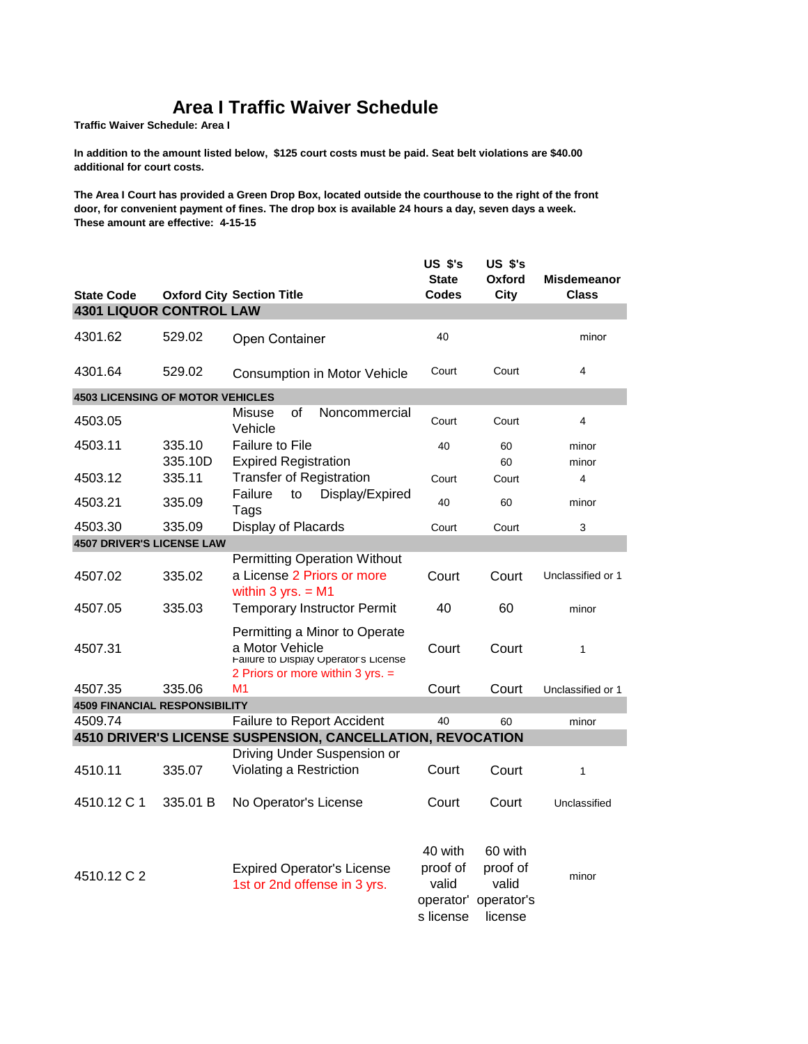# Area I Traffic Waiver Schedule

**Traffic Waiver Schedule: Area I**

**In addition to the amount listed below, $125 court costs must be paid. Seat belt violations are $40.00 additional for court costs.**

**The Area I Court has provided a Green Drop Box, located outside the courthouse to the right of the front door, for convenient payment of fines. The drop box is available 24 hours a day, seven days a week. These amount are effective: 4-15-15**

| State Code | Oxford City | Section Title | US $'s State Codes | US $'s Oxford City | Misdemeanor Class |
|---|---|---|---|---|---|
| **4301 LIQUOR CONTROL LAW** | | | | | |
| 4301.62 | 529.02 | Open Container | 40 | | minor |
| 4301.64 | 529.02 | Consumption in Motor Vehicle | Court | Court | 4 |
| **4503 LICENSING OF MOTOR VEHICLES** | | | | | |
| 4503.05 | | Misuse of Noncommercial Vehicle | Court | Court | 4 |
| 4503.11 | 335.10 | Failure to File | 40 | 60 | minor |
| | 335.10D | Expired Registration | | 60 | minor |
| 4503.12 | 335.11 | Transfer of Registration | Court | Court | 4 |
| 4503.21 | 335.09 | Failure to Display/Expired Tags | 40 | 60 | minor |
| 4503.30 | 335.09 | Display of Placards | Court | Court | 3 |
| **4507 DRIVER'S LICENSE LAW** | | | | | |
| 4507.02 | 335.02 | Permitting Operation Without a License 2 Priors or more within 3 yrs. = M1 | Court | Court | Unclassified or 1 |
| 4507.05 | 335.03 | Temporary Instructor Permit | 40 | 60 | minor |
| 4507.31 | | Permitting a Minor to Operate a Motor Vehicle | Court | Court | 1 |
| 4507.35 | 335.06 | Failure to Display Operator's License 2 Priors or more within 3 yrs. = M1 | Court | Court | Unclassified or 1 |
| **4509 FINANCIAL RESPONSIBILITY** | | | | | |
| 4509.74 | | Failure to Report Accident | 40 | 60 | minor |
| **4510 DRIVER'S LICENSE SUSPENSION, CANCELLATION, REVOCATION** | | | | | |
| 4510.11 | 335.07 | Driving Under Suspension or Violating a Restriction | Court | Court | 1 |
| 4510.12 C 1 | 335.01 B | No Operator's License | Court | Court | Unclassified |
| 4510.12 C 2 | | Expired Operator's License 1st or 2nd offense in 3 yrs. | 40 with proof of valid operator's license | 60 with proof of valid operator's license | minor |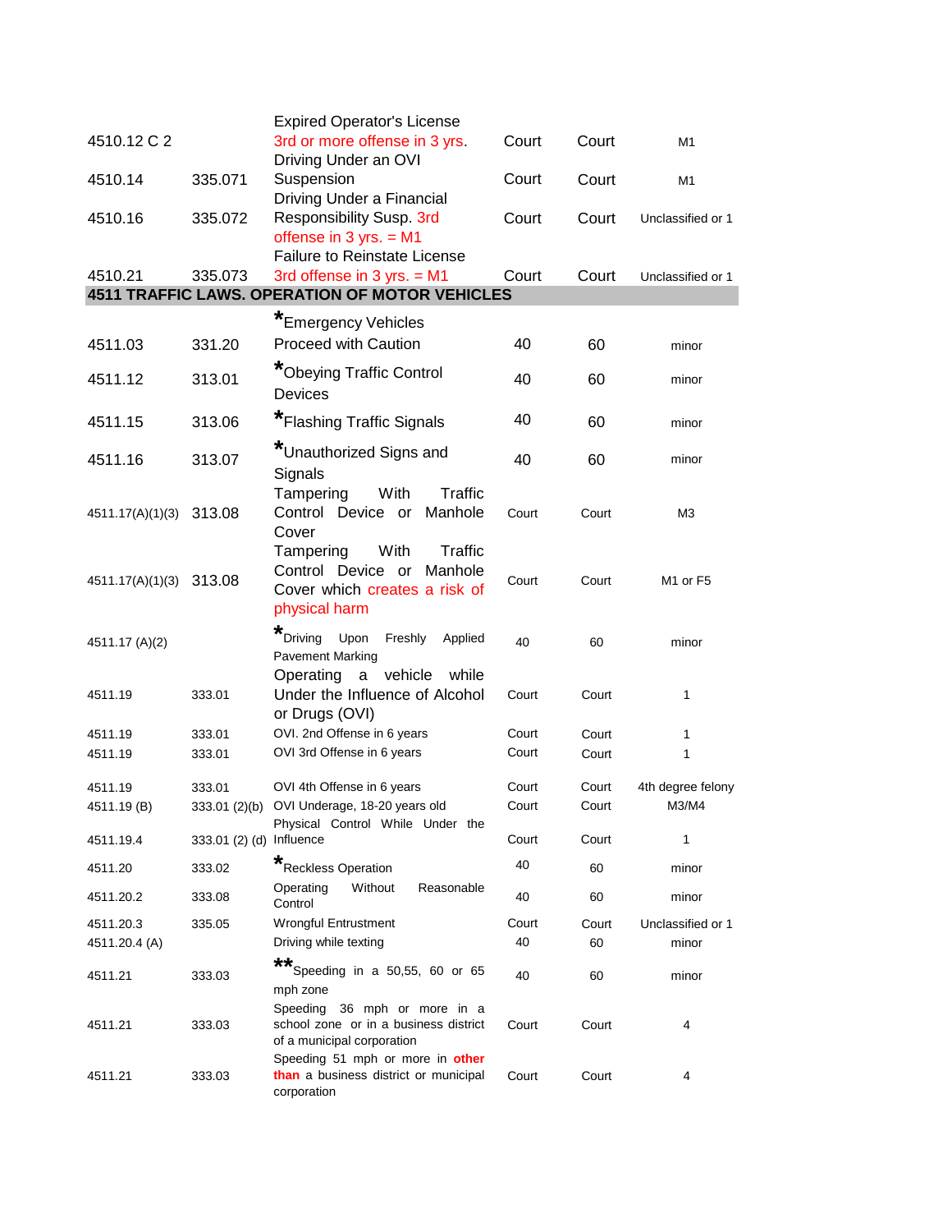| | | | | | |
|---|---|---|---|---|---|
| 4510.12 C 2 | | Expired Operator's License 3rd or more offense in 3 yrs. | Court | Court | M1 |
| 4510.14 | 335.071 | Driving Under an OVI Suspension | Court | Court | M1 |
| 4510.16 | 335.072 | Driving Under a Financial Responsibility Susp. 3rd offense in 3 yrs. = M1 | Court | Court | Unclassified or 1 |
| 4510.21 | 335.073 | Failure to Reinstate License 3rd offense in 3 yrs. = M1 | Court | Court | Unclassified or 1 |
| **4511 TRAFFIC LAWS. OPERATION OF MOTOR VEHICLES** | | | | | |
| 4511.03 | 331.20 | *Emergency Vehicles Proceed with Caution | 40 | 60 | minor |
| 4511.12 | 313.01 | *Obeying Traffic Control Devices | 40 | 60 | minor |
| 4511.15 | 313.06 | *Flashing Traffic Signals | 40 | 60 | minor |
| 4511.16 | 313.07 | *Unauthorized Signs and Signals | 40 | 60 | minor |
| 4511.17(A)(1)(3) | 313.08 | Tampering With Traffic Control Device or Manhole Cover | Court | Court | M3 |
| 4511.17(A)(1)(3) | 313.08 | Tampering With Traffic Control Device or Manhole Cover which creates a risk of physical harm | Court | Court | M1 or F5 |
| 4511.17 (A)(2) | | *Driving Upon Freshly Applied Pavement Marking | 40 | 60 | minor |
| 4511.19 | 333.01 | Operating a vehicle while Under the Influence of Alcohol or Drugs (OVI) | Court | Court | 1 |
| 4511.19 | 333.01 | OVI. 2nd Offense in 6 years | Court | Court | 1 |
| 4511.19 | 333.01 | OVI 3rd Offense in 6 years | Court | Court | 1 |
| 4511.19 | 333.01 | OVI 4th Offense in 6 years | Court | Court | 4th degree felony |
| 4511.19 (B) | 333.01 (2)(b) | OVI Underage, 18-20 years old | Court | Court | M3/M4 |
| 4511.19.4 | 333.01 (2) (d) | Physical Control While Under the Influence | Court | Court | 1 |
| 4511.20 | 333.02 | *Reckless Operation | 40 | 60 | minor |
| 4511.20.2 | 333.08 | Operating Without Reasonable Control | 40 | 60 | minor |
| 4511.20.3 | 335.05 | Wrongful Entrustment | Court | Court | Unclassified or 1 |
| 4511.20.4 (A) | | Driving while texting | 40 | 60 | minor |
| 4511.21 | 333.03 | **Speeding in a 50,55, 60 or 65 mph zone | 40 | 60 | minor |
| 4511.21 | 333.03 | Speeding 36 mph or more in a school zone or in a business district of a municipal corporation | Court | Court | 4 |
| 4511.21 | 333.03 | Speeding 51 mph or more in **other than** a business district or municipal corporation | Court | Court | 4 |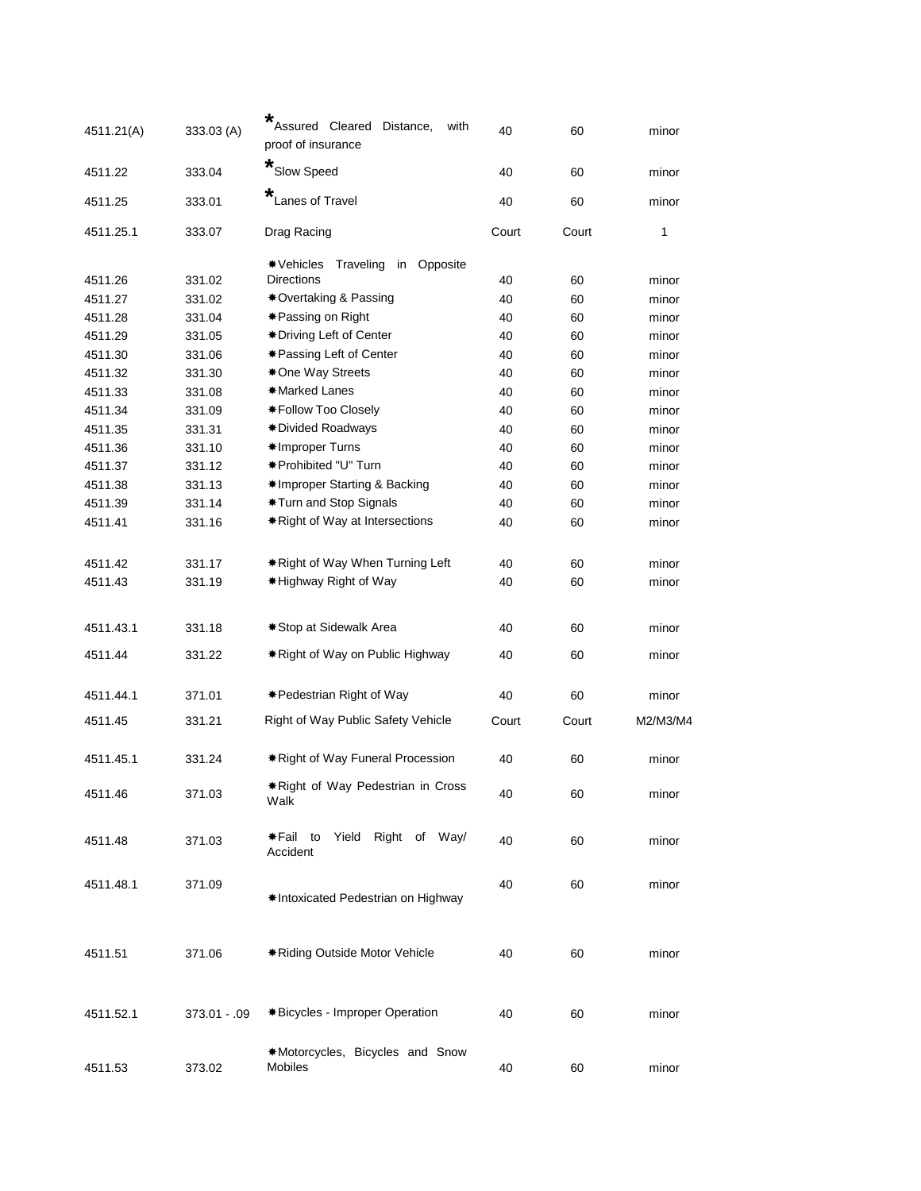| | | | | | |
|---|---|---|---|---|---|
| 4511.21(A) | 333.03 (A) | *Assured Cleared Distance, with proof of insurance | 40 | 60 | minor |
| 4511.22 | 333.04 | *Slow Speed | 40 | 60 | minor |
| 4511.25 | 333.01 | *Lanes of Travel | 40 | 60 | minor |
| 4511.25.1 | 333.07 | Drag Racing | Court | Court | 1 |
| 4511.26 | 331.02 | ✱Vehicles Traveling in Opposite Directions | 40 | 60 | minor |
| 4511.27 | 331.02 | ✱Overtaking & Passing | 40 | 60 | minor |
| 4511.28 | 331.04 | ✱Passing on Right | 40 | 60 | minor |
| 4511.29 | 331.05 | ✱Driving Left of Center | 40 | 60 | minor |
| 4511.30 | 331.06 | ✱Passing Left of Center | 40 | 60 | minor |
| 4511.32 | 331.30 | ✱One Way Streets | 40 | 60 | minor |
| 4511.33 | 331.08 | ✱Marked Lanes | 40 | 60 | minor |
| 4511.34 | 331.09 | ✱Follow Too Closely | 40 | 60 | minor |
| 4511.35 | 331.31 | ✱Divided Roadways | 40 | 60 | minor |
| 4511.36 | 331.10 | ✱Improper Turns | 40 | 60 | minor |
| 4511.37 | 331.12 | ✱Prohibited "U" Turn | 40 | 60 | minor |
| 4511.38 | 331.13 | ✱Improper Starting & Backing | 40 | 60 | minor |
| 4511.39 | 331.14 | ✱Turn and Stop Signals | 40 | 60 | minor |
| 4511.41 | 331.16 | ✱Right of Way at Intersections | 40 | 60 | minor |
| 4511.42 | 331.17 | ✱Right of Way When Turning Left | 40 | 60 | minor |
| 4511.43 | 331.19 | ✱Highway Right of Way | 40 | 60 | minor |
| 4511.43.1 | 331.18 | ✱Stop at Sidewalk Area | 40 | 60 | minor |
| 4511.44 | 331.22 | ✱Right of Way on Public Highway | 40 | 60 | minor |
| 4511.44.1 | 371.01 | ✱Pedestrian Right of Way | 40 | 60 | minor |
| 4511.45 | 331.21 | Right of Way Public Safety Vehicle | Court | Court | M2/M3/M4 |
| 4511.45.1 | 331.24 | ✱Right of Way Funeral Procession | 40 | 60 | minor |
| 4511.46 | 371.03 | ✱Right of Way Pedestrian in Cross Walk | 40 | 60 | minor |
| 4511.48 | 371.03 | ✱Fail to Yield Right of Way/ Accident | 40 | 60 | minor |
| 4511.48.1 | 371.09 | ✱Intoxicated Pedestrian on Highway | 40 | 60 | minor |
| 4511.51 | 371.06 | ✱Riding Outside Motor Vehicle | 40 | 60 | minor |
| 4511.52.1 | 373.01 - .09 | ✱Bicycles - Improper Operation | 40 | 60 | minor |
| 4511.53 | 373.02 | ✱Motorcycles, Bicycles and Snow Mobiles | 40 | 60 | minor |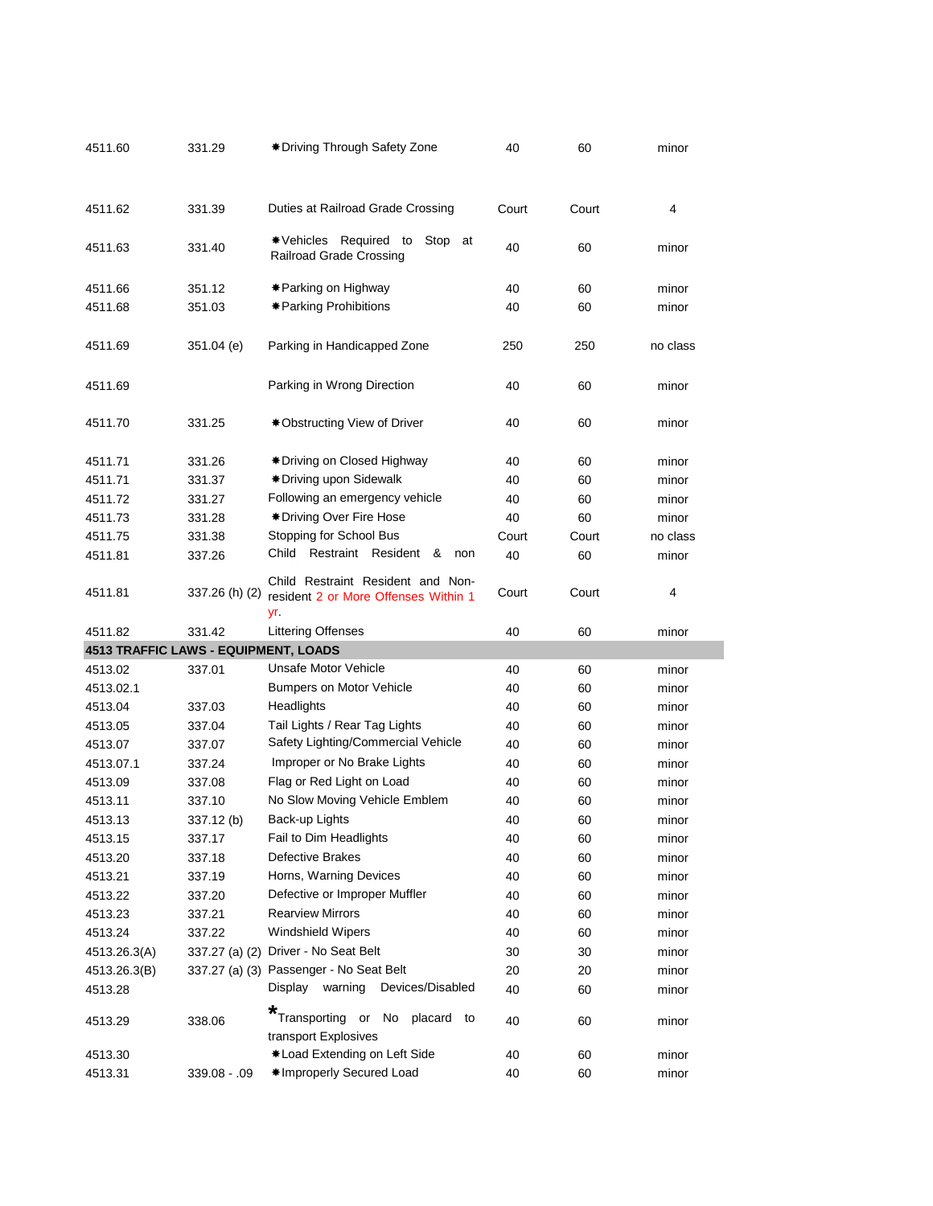| | | | | | |
|---|---|---|---|---|---|
| 4511.60 | 331.29 | ✱Driving Through Safety Zone | 40 | 60 | minor |
| 4511.62 | 331.39 | Duties at Railroad Grade Crossing | Court | Court | 4 |
| 4511.63 | 331.40 | ✱Vehicles Required to Stop at Railroad Grade Crossing | 40 | 60 | minor |
| 4511.66 | 351.12 | ✱Parking on Highway | 40 | 60 | minor |
| 4511.68 | 351.03 | ✱Parking Prohibitions | 40 | 60 | minor |
| 4511.69 | 351.04 (e) | Parking in Handicapped Zone | 250 | 250 | no class |
| 4511.69 | | Parking in Wrong Direction | 40 | 60 | minor |
| 4511.70 | 331.25 | ✱Obstructing View of Driver | 40 | 60 | minor |
| 4511.71 | 331.26 | ✱Driving on Closed Highway | 40 | 60 | minor |
| 4511.71 | 331.37 | ✱Driving upon Sidewalk | 40 | 60 | minor |
| 4511.72 | 331.27 | Following an emergency vehicle | 40 | 60 | minor |
| 4511.73 | 331.28 | ✱Driving Over Fire Hose | 40 | 60 | minor |
| 4511.75 | 331.38 | Stopping for School Bus | Court | Court | no class |
| 4511.81 | 337.26 | Child Restraint Resident & non | 40 | 60 | minor |
| 4511.81 | 337.26 (h) (2) | Child Restraint Resident and Non-resident 2 or More Offenses Within 1 yr. | Court | Court | 4 |
| 4511.82 | 331.42 | Littering Offenses | 40 | 60 | minor |
| **4513 TRAFFIC LAWS - EQUIPMENT, LOADS** | | | | | |
| 4513.02 | 337.01 | Unsafe Motor Vehicle | 40 | 60 | minor |
| 4513.02.1 | | Bumpers on Motor Vehicle | 40 | 60 | minor |
| 4513.04 | 337.03 | Headlights | 40 | 60 | minor |
| 4513.05 | 337.04 | Tail Lights / Rear Tag Lights | 40 | 60 | minor |
| 4513.07 | 337.07 | Safety Lighting/Commercial Vehicle | 40 | 60 | minor |
| 4513.07.1 | 337.24 | Improper or No Brake Lights | 40 | 60 | minor |
| 4513.09 | 337.08 | Flag or Red Light on Load | 40 | 60 | minor |
| 4513.11 | 337.10 | No Slow Moving Vehicle Emblem | 40 | 60 | minor |
| 4513.13 | 337.12 (b) | Back-up Lights | 40 | 60 | minor |
| 4513.15 | 337.17 | Fail to Dim Headlights | 40 | 60 | minor |
| 4513.20 | 337.18 | Defective Brakes | 40 | 60 | minor |
| 4513.21 | 337.19 | Horns, Warning Devices | 40 | 60 | minor |
| 4513.22 | 337.20 | Defective or Improper Muffler | 40 | 60 | minor |
| 4513.23 | 337.21 | Rearview Mirrors | 40 | 60 | minor |
| 4513.24 | 337.22 | Windshield Wipers | 40 | 60 | minor |
| 4513.26.3(A) | 337.27 (a) (2) | Driver - No Seat Belt | 30 | 30 | minor |
| 4513.26.3(B) | 337.27 (a) (3) | Passenger - No Seat Belt | 20 | 20 | minor |
| 4513.28 | | Display warning Devices/Disabled | 40 | 60 | minor |
| 4513.29 | 338.06 | *Transporting or No placard to transport Explosives | 40 | 60 | minor |
| 4513.30 | | ✱Load Extending on Left Side | 40 | 60 | minor |
| 4513.31 | 339.08 - .09 | ✱Improperly Secured Load | 40 | 60 | minor |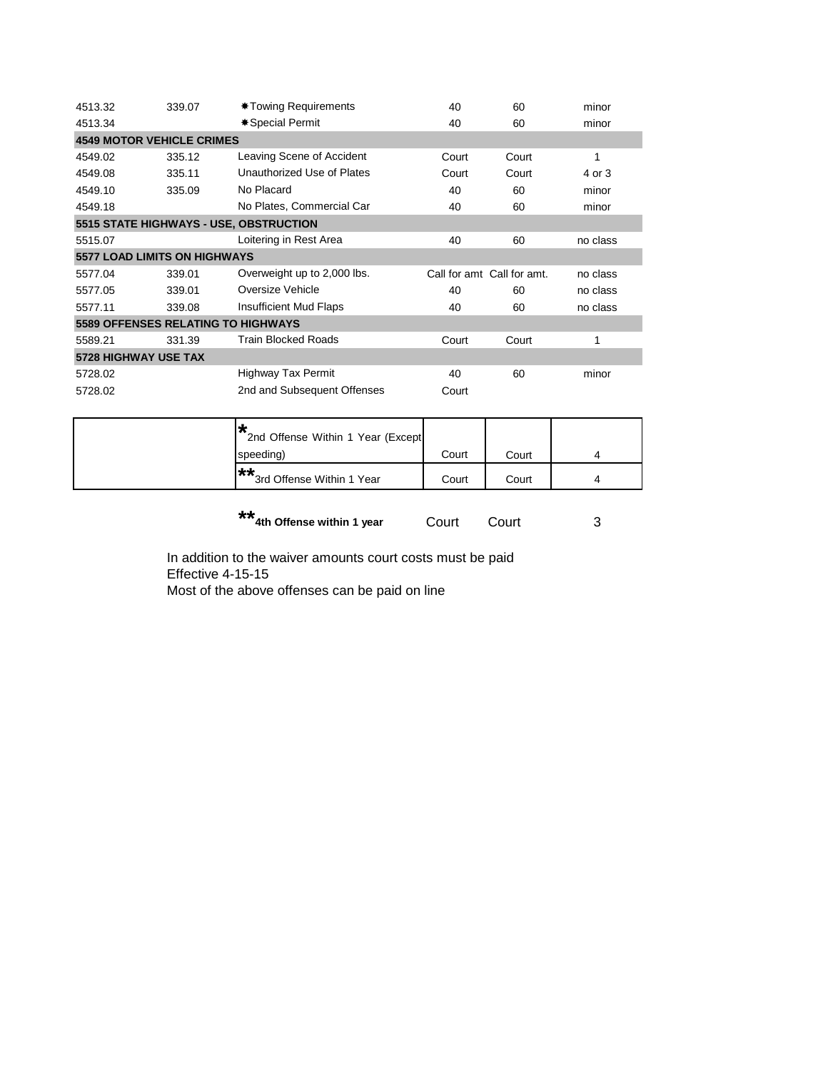| | | | | | |
|---|---|---|---|---|---|
| 4513.32 | 339.07 | *Towing Requirements | 40 | 60 | minor |
| 4513.34 | | *Special Permit | 40 | 60 | minor |
| **4549 MOTOR VEHICLE CRIMES** | | | | | |
| 4549.02 | 335.12 | Leaving Scene of Accident | Court | Court | 1 |
| 4549.08 | 335.11 | Unauthorized Use of Plates | Court | Court | 4 or 3 |
| 4549.10 | 335.09 | No Placard | 40 | 60 | minor |
| 4549.18 | | No Plates, Commercial Car | 40 | 60 | minor |
| **5515 STATE HIGHWAYS - USE, OBSTRUCTION** | | | | | |
| 5515.07 | | Loitering in Rest Area | 40 | 60 | no class |
| **5577 LOAD LIMITS ON HIGHWAYS** | | | | | |
| 5577.04 | 339.01 | Overweight up to 2,000 lbs. | Call for amt | Call for amt. | no class |
| 5577.05 | 339.01 | Oversize Vehicle | 40 | 60 | no class |
| 5577.11 | 339.08 | Insufficient Mud Flaps | 40 | 60 | no class |
| **5589 OFFENSES RELATING TO HIGHWAYS** | | | | | |
| 5589.21 | 331.39 | Train Blocked Roads | Court | Court | 1 |
| **5728 HIGHWAY USE TAX** | | | | | |
| 5728.02 | | Highway Tax Permit | 40 | 60 | minor |
| 5728.02 | | 2nd and Subsequent Offenses | Court | | |

| | | | | |
|---|---|---|---|---|
| | * 2nd Offense Within 1 Year (Except speeding) | Court | Court | 4 |
| | ** 3rd Offense Within 1 Year | Court | Court | 4 |
| | **** 4th Offense within 1 year** | Court | Court | 3 |

In addition to the waiver amounts court costs must be paid
Effective 4-15-15
Most of the above offenses can be paid on line